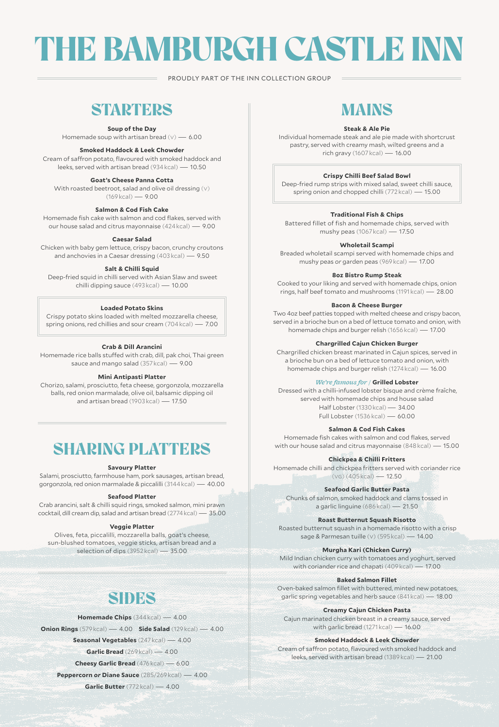# THE BAMBURGH CASTLE INN

PROUDLY PART OF THE INN COLLECTION GROUP

## STARTERS

**Soup of the Day**
Homemade soup with artisan bread (V) — 6.00

**Smoked Haddock & Leek Chowder**
Cream of saffron potato, flavoured with smoked haddock and leeks, served with artisan bread (934 kcal) — 10.50

**Goat's Cheese Panna Cotta**
With roasted beetroot, salad and olive oil dressing (V) (169 kcal) — 9.00

**Salmon & Cod Fish Cake**
Homemade fish cake with salmon and cod flakes, served with our house salad and citrus mayonnaise (424 kcal) — 9.00

**Caesar Salad**
Chicken with baby gem lettuce, crispy bacon, crunchy croutons and anchovies in a Caesar dressing (403 kcal) — 9.50

**Salt & Chilli Squid**
Deep-fried squid in chilli served with Asian Slaw and sweet chilli dipping sauce (493 kcal) — 10.00

**Loaded Potato Skins**
Crispy potato skins loaded with melted mozzarella cheese, spring onions, red chillies and sour cream (704 kcal) — 7.00

**Crab & Dill Arancini**
Homemade rice balls stuffed with crab, dill, pak choi, Thai green sauce and mango salad (357 kcal) — 9.00

**Mini Antipasti Platter**
Chorizo, salami, prosciutto, feta cheese, gorgonzola, mozzarella balls, red onion marmalade, olive oil, balsamic dipping oil and artisan bread (1903 kcal) — 17.50

## SHARING PLATTERS

**Savoury Platter**
Salami, prosciutto, farmhouse ham, pork sausages, artisan bread, gorgonzola, red onion marmalade & piccalilli (3144 kcal) — 40.00

**Seafood Platter**
Crab arancini, salt & chilli squid rings, smoked salmon, mini prawn cocktail, dill cream dip, salad and artisan bread (2774 kcal) — 35.00

**Veggie Platter**
Olives, feta, piccalilli, mozzarella balls, goat's cheese, sun-blushed tomatoes, veggie sticks, artisan bread and a selection of dips (3952 kcal) — 35.00

## SIDES

**Homemade Chips** (344 kcal) — 4.00

**Onion Rings** (579 kcal) — 4.00 **Side Salad** (129 kcal) — 4.00

**Seasonal Vegetables** (247 kcal) — 4.00

**Garlic Bread** (269 kcal) — 4.00

**Cheesy Garlic Bread** (476 kcal) — 6.00

**Peppercorn *or* Diane Sauce** (285/269 kcal) — 4.00

**Garlic Butter** (772 kcal) — 4.00

## MAINS

**Steak & Ale Pie**
Individual homemade steak and ale pie made with shortcrust pastry, served with creamy mash, wilted greens and a rich gravy (1607 kcal) — 16.00

**Crispy Chilli Beef Salad Bowl**
Deep-fried rump strips with mixed salad, sweet chilli sauce, spring onion and chopped chilli (772 kcal) — 15.00

**Traditional Fish & Chips**
Battered fillet of fish and homemade chips, served with mushy peas (1067 kcal) — 17.50

**Wholetail Scampi**
Breaded wholetail scampi served with homemade chips and mushy peas *or* garden peas (969 kcal) — 17.00

**8oz Bistro Rump Steak**
Cooked to your liking and served with homemade chips, onion rings, half beef tomato and mushrooms (1191 kcal) — 28.00

**Bacon & Cheese Burger**
Two 4oz beef patties topped with melted cheese and crispy bacon, served in a brioche bun on a bed of lettuce tomato and onion, with homemade chips and burger relish (1656 kcal) — 17.00

**Chargrilled Cajun Chicken Burger**
Chargrilled chicken breast marinated in Cajun spices, served in a brioche bun on a bed of lettuce tomato and onion, with homemade chips and burger relish (1274 kcal) — 16.00

*We're famous for* / **Grilled Lobster**
Dressed with a chilli-infused lobster bisque and crème fraîche, served with homemade chips and house salad
Half Lobster (1330 kcal) — 34.00
Full Lobster (1536 kcal) — 60.00

**Salmon & Cod Fish Cakes**
Homemade fish cakes with salmon and cod flakes, served with our house salad and citrus mayonnaise (848 kcal) — 15.00

**Chickpea & Chilli Fritters**
Homemade chilli and chickpea fritters served with coriander rice (VG) (405 kcal) — 12.50

**Seafood Garlic Butter Pasta**
Chunks of salmon, smoked haddock and clams tossed in a garlic linguine (686 kcal) — 21.50

**Roast Butternut Squash Risotto**
Roasted butternut squash in a homemade risotto with a crisp sage & Parmesan tuille (V) (595 kcal) — 14.00

**Murgha Kari (Chicken Curry)**
Mild Indian chicken curry with tomatoes and yoghurt, served with coriander rice and chapati (409 kcal) — 17.00

**Baked Salmon Fillet**
Oven-baked salmon fillet with buttered, minted new potatoes, garlic spring vegetables and herb sauce (841 kcal) — 18.00

**Creamy Cajun Chicken Pasta**
Cajun marinated chicken breast in a creamy sauce, served with garlic bread (1271 kcal) — 16.00

**Smoked Haddock & Leek Chowder**
Cream of saffron potato, flavoured with smoked haddock and leeks, served with artisan bread (1389 kcal) — 21.00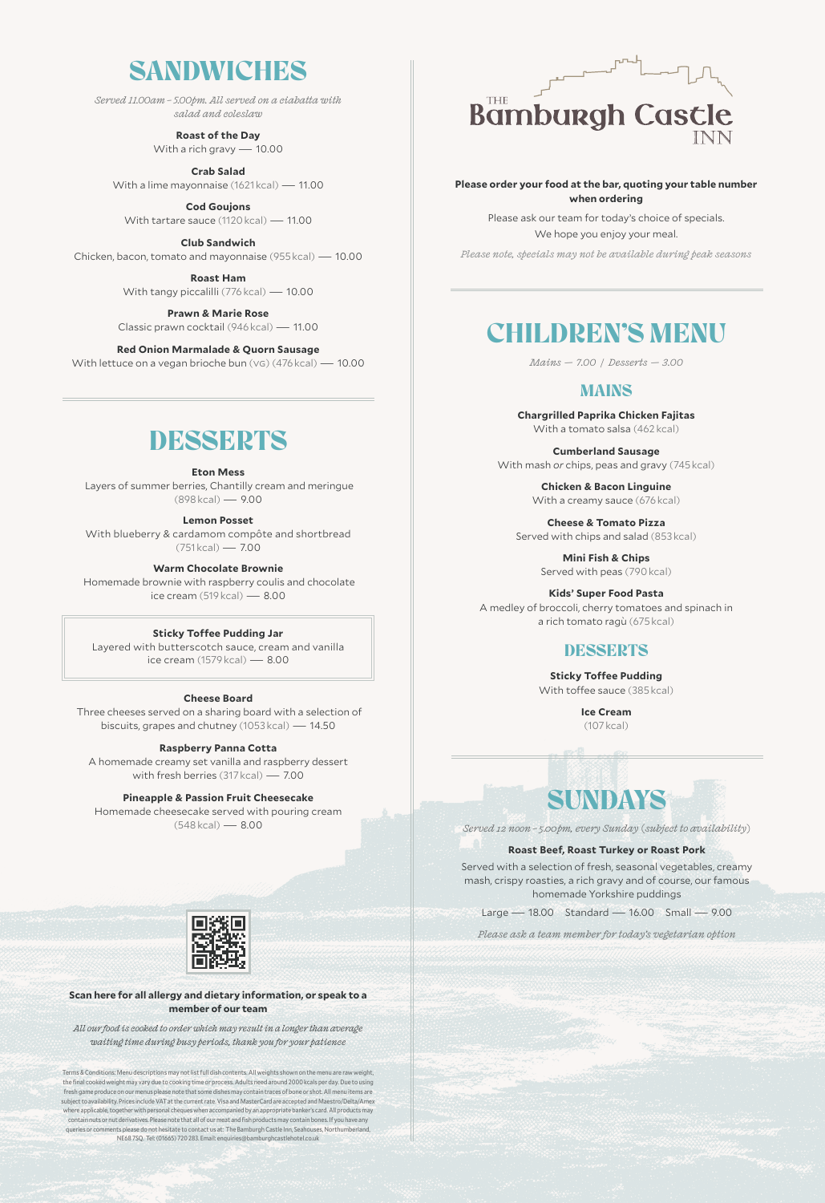# SANDWICHES

*Served 11.00am – 5.00pm. All served on a ciabatta with salad and coleslaw*

**Roast of the Day**
With a rich gravy — 10.00

**Crab Salad**
With a lime mayonnaise (1621 kcal) — 11.00

**Cod Goujons**
With tartare sauce (1120 kcal) — 11.00

**Club Sandwich**
Chicken, bacon, tomato and mayonnaise (955 kcal) — 10.00

**Roast Ham**
With tangy piccalilli (776 kcal) — 10.00

**Prawn & Marie Rose**
Classic prawn cocktail (946 kcal) — 11.00

**Red Onion Marmalade & Quorn Sausage**
With lettuce on a vegan brioche bun (VG) (476 kcal) — 10.00

# DESSERTS

**Eton Mess**
Layers of summer berries, Chantilly cream and meringue (898 kcal) — 9.00

**Lemon Posset**
With blueberry & cardamom compôte and shortbread (751 kcal) — 7.00

**Warm Chocolate Brownie**
Homemade brownie with raspberry coulis and chocolate ice cream (519 kcal) — 8.00

**Sticky Toffee Pudding Jar**
Layered with butterscotch sauce, cream and vanilla ice cream (1579 kcal) — 8.00

**Cheese Board**
Three cheeses served on a sharing board with a selection of biscuits, grapes and chutney (1053 kcal) — 14.50

**Raspberry Panna Cotta**
A homemade creamy set vanilla and raspberry dessert with fresh berries (317 kcal) — 7.00

**Pineapple & Passion Fruit Cheesecake**
Homemade cheesecake served with pouring cream (548 kcal) — 8.00

**Scan here for all allergy and dietary information, or speak to a member of our team**

*All our food is cooked to order which may result in a longer than average waiting time during busy periods, thank you for your patience*

Terms & Conditions: Menu descriptions may not list full dish contents. All weights shown on the menu are raw weight, the final cooked weight may vary due to cooking time or process. Adults need around 2000 kcals per day. Due to using fresh game produce on our menus please note that some dishes may contain traces of bone or shot. All menu items are subject to availability. Prices include VAT at the current rate. Visa and MasterCard are accepted and Maestro/Delta/Amex where applicable, together with personal cheques when accompanied by an appropriate banker's card. All products may contain nuts or nut derivatives. Please note that all of our meat and fish products may contain bones. If you have any queries or comments please do not hesitate to contact us at: The Bamburgh Castle Inn, Seahouses, Northumberland, NE68 7SQ. Tel: (01665) 720 283. Email: enquiries@bamburghcastlehotel.co.uk

THE Bamburgh Castle INN

**Please order your food at the bar, quoting your table number when ordering**

Please ask our team for today's choice of specials.
We hope you enjoy your meal.

*Please note, specials may not be available during peak seasons*

# CHILDREN'S MENU

*Mains — 7.00 / Desserts — 3.00*

## MAINS

**Chargrilled Paprika Chicken Fajitas**
With a tomato salsa (462 kcal)

**Cumberland Sausage**
With mash *or* chips, peas and gravy (745 kcal)

**Chicken & Bacon Linguine**
With a creamy sauce (676 kcal)

**Cheese & Tomato Pizza**
Served with chips and salad (853 kcal)

**Mini Fish & Chips**
Served with peas (790 kcal)

**Kids' Super Food Pasta**
A medley of broccoli, cherry tomatoes and spinach in a rich tomato ragù (675 kcal)

## DESSERTS

**Sticky Toffee Pudding**
With toffee sauce (385 kcal)

**Ice Cream**
(107 kcal)

# SUNDAYS

*Served 12 noon – 5.00pm, every Sunday (subject to availability)*

**Roast Beef, Roast Turkey or Roast Pork**
Served with a selection of fresh, seasonal vegetables, creamy mash, crispy roasties, a rich gravy and of course, our famous homemade Yorkshire puddings

Large — 18.00 Standard — 16.00 Small — 9.00

*Please ask a team member for today's vegetarian option*